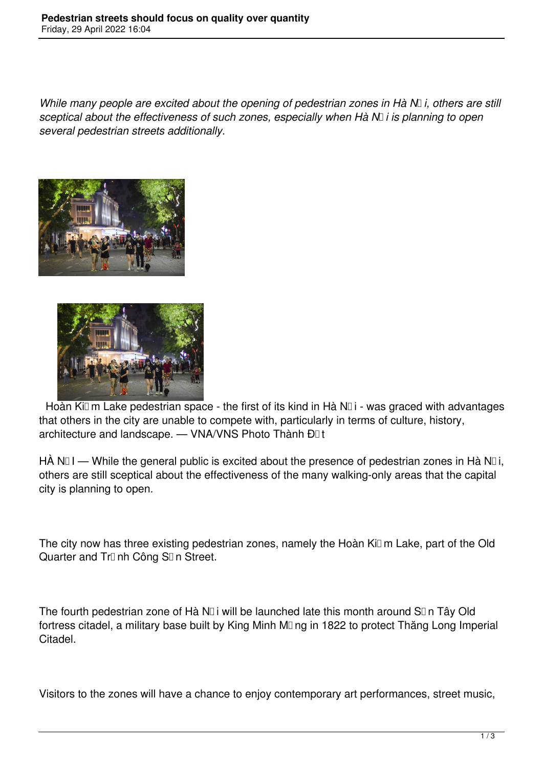*While many people are excited about the opening of pedestrian zones in Hà N�i, others are still sceptical about the effectiveness of such zones, especially when Hà N�i is planning to open several pedestrian streets additionally.*

Hoàn Ki�m Lake pedestrian space - the first of its kind in Hà N�i - was graced with advantages that others in the city are unable to compete with, particularly in terms of culture, history, architecture and landscape. — VNA/VNS Photo Thành Đ�t

HÀ N�I — While the general public is excited about the presence of pedestrian zones in Hà N�i, others are still sceptical about the effectiveness of the many walking-only areas that the capital city is planning to open.

The city now has three existing pedestrian zones, namely the Hoàn Ki�m Lake, part of the Old Quarter and Tr�nh Công S�n Street.

The fourth pedestrian zone of Hà N�i will be launched late this month around S�n Tây Old fortress citadel, a military base built by King Minh M�ng in 1822 to protect Thăng Long Imperial Citadel.

Visitors to the zones will have a chance to enjoy contemporary art performances, street music,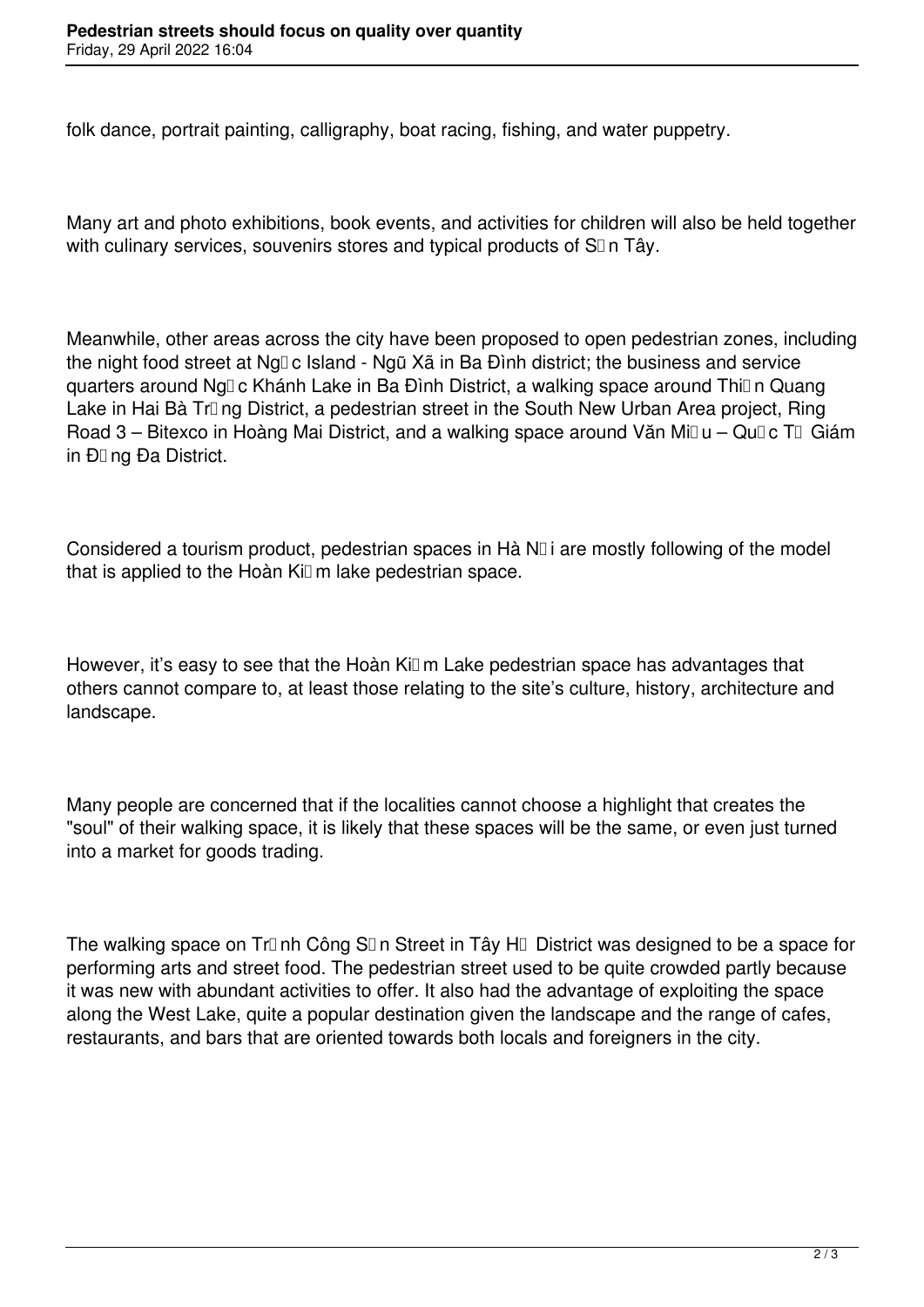folk dance, portrait painting, calligraphy, boat racing, fishing, and water puppetry.

Many art and photo exhibitions, book events, and activities for children will also be held together with culinary services, souvenirs stores and typical products of S�n Tây.

Meanwhile, other areas across the city have been proposed to open pedestrian zones, including the night food street at Ng�c Island - Ngũ Xã in Ba Đình district; the business and service quarters around Ng�c Khánh Lake in Ba Đình District, a walking space around Thi�n Quang Lake in Hai Bà Tr�ng District, a pedestrian street in the South New Urban Area project, Ring Road 3 – Bitexco in Hoàng Mai District, and a walking space around Văn Mi�u – Qu�c T� Giám in Đ�ng Đa District.

Considered a tourism product, pedestrian spaces in Hà N�i are mostly following of the model that is applied to the Hoàn Ki�m lake pedestrian space.

However, it's easy to see that the Hoàn Ki�m Lake pedestrian space has advantages that others cannot compare to, at least those relating to the site's culture, history, architecture and landscape.

Many people are concerned that if the localities cannot choose a highlight that creates the "soul" of their walking space, it is likely that these spaces will be the same, or even just turned into a market for goods trading.

The walking space on Tr�nh Công S�n Street in Tây H� District was designed to be a space for performing arts and street food. The pedestrian street used to be quite crowded partly because it was new with abundant activities to offer. It also had the advantage of exploiting the space along the West Lake, quite a popular destination given the landscape and the range of cafes, restaurants, and bars that are oriented towards both locals and foreigners in the city.